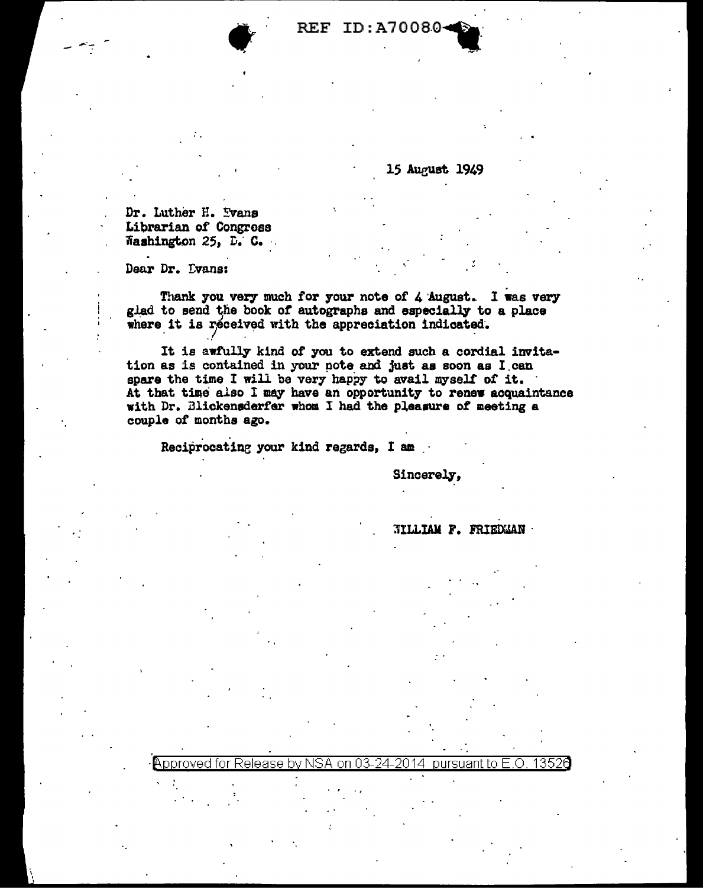REF ID:A70080

15 August 1949

Dr. Luther H. Evans
Librarian of Congress
Washington 25, D. C.

Dear Dr. Evans:

Thank you very much for your note of 4 August. I was very glad to send the book of autographs and especially to a place where it is received with the appreciation indicated.

It is awfully kind of you to extend such a cordial invitation as is contained in your note and just as soon as I can spare the time I will be very happy to avail myself of it. At that time also I may have an opportunity to renew acquaintance with Dr. Blickensderfer whom I had the pleasure of meeting a couple of months ago.

Reciprocating your kind regards, I am

Sincerely,

WILLIAM F. FRIEDMAN

Approved for Release by NSA on 03-24-2014 pursuant to E.O. 13526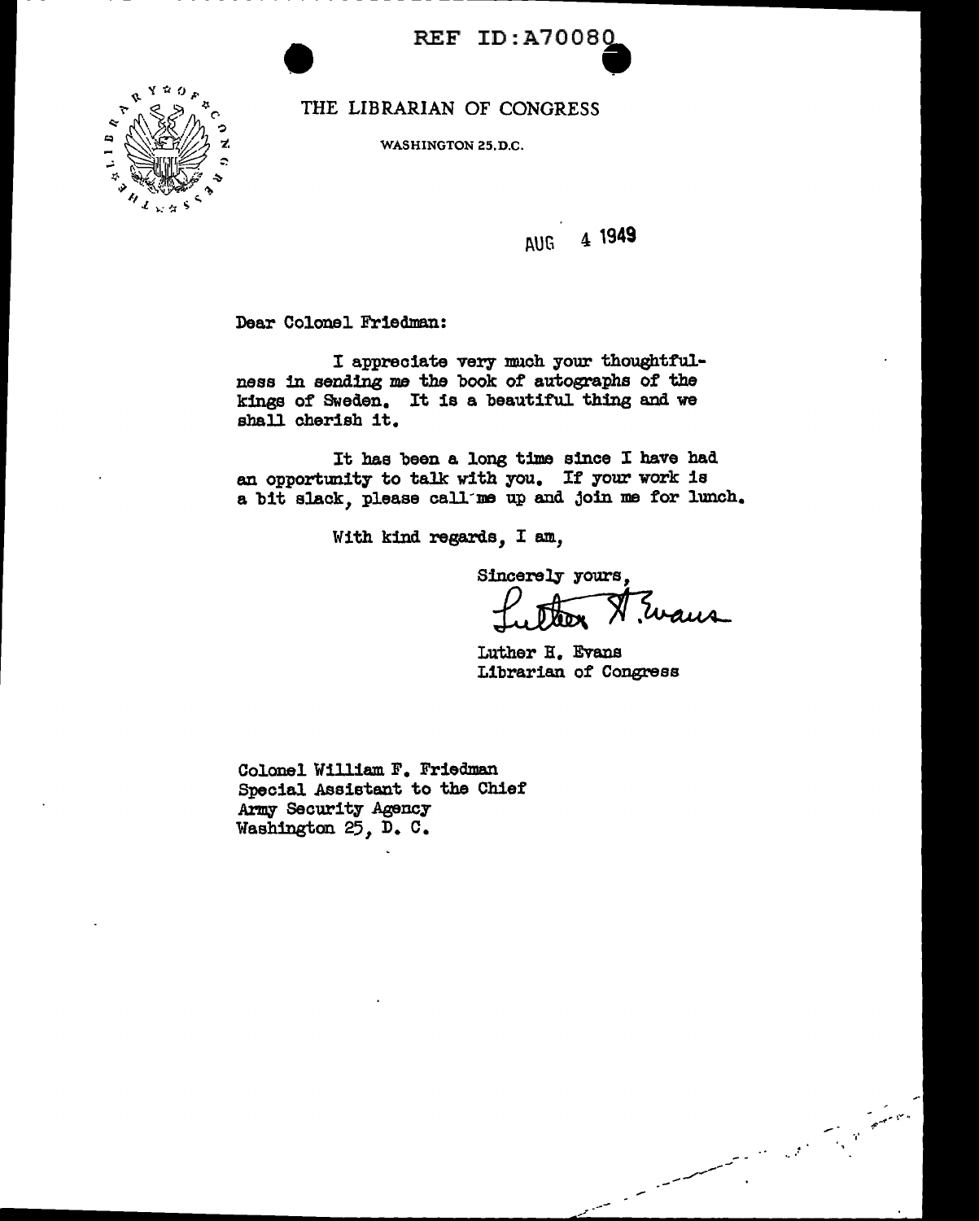REF ID:A70080

THE LIBRARIAN OF CONGRESS

WASHINGTON 25, D.C.

AUG 4 1949

Dear Colonel Friedman:

I appreciate very much your thoughtfulness in sending me the book of autographs of the kings of Sweden. It is a beautiful thing and we shall cherish it.

It has been a long time since I have had an opportunity to talk with you. If your work is a bit slack, please call me up and join me for lunch.

With kind regards, I am,

Sincerely yours,

Luther H. Evans

Luther H. Evans
Librarian of Congress

Colonel William F. Friedman
Special Assistant to the Chief
Army Security Agency
Washington 25, D. C.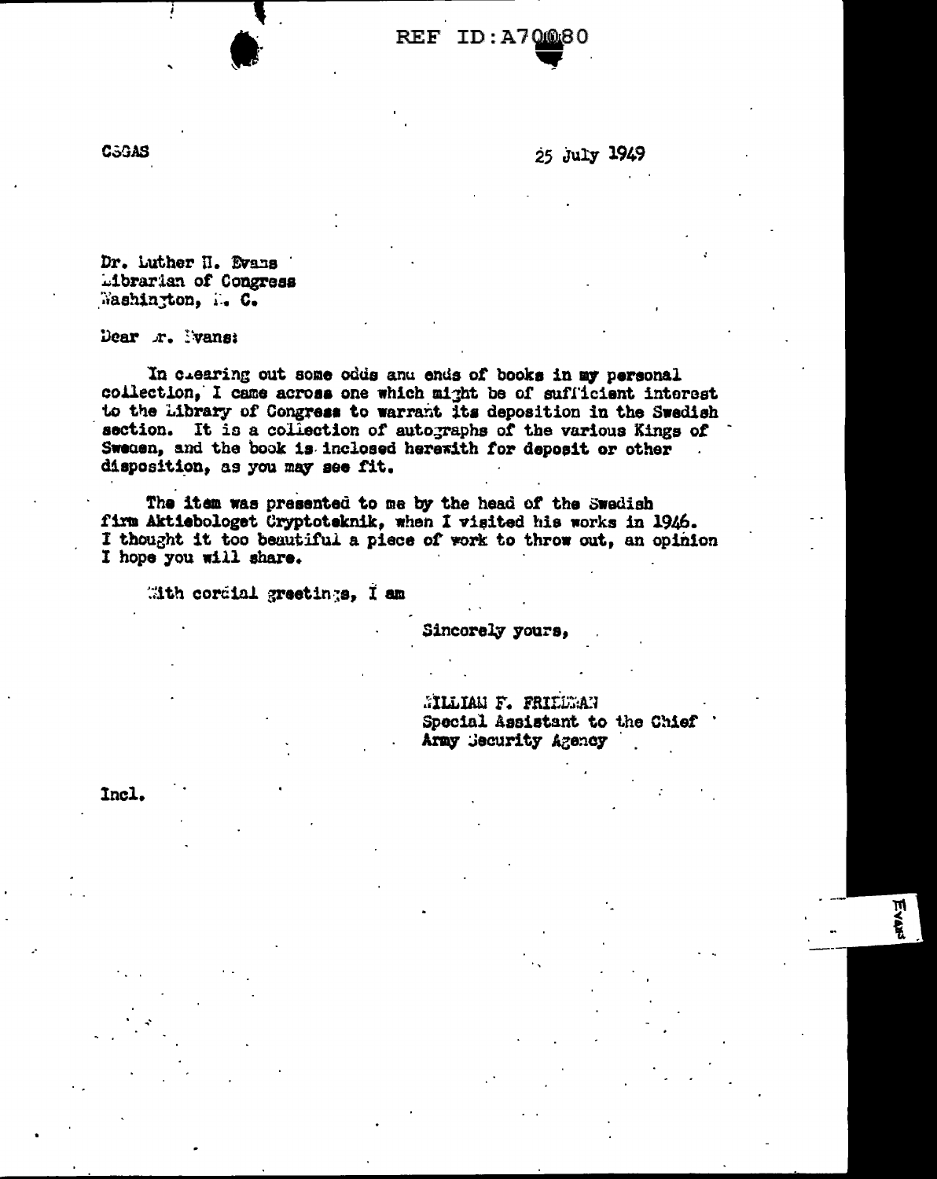REF ID:A70080

CSGAS

25 July 1949

Dr. Luther H. Evans
Librarian of Congress
Washington, D. C.

Dear Dr. Evans:

In clearing out some odds and ends of books in my personal collection, I came across one which might be of sufficient interest to the Library of Congress to warrant its deposition in the Swedish section. It is a collection of autographs of the various Kings of Sweden, and the book is inclosed herewith for deposit or other disposition, as you may see fit.

The item was presented to me by the head of the Swedish firm Aktiebologet Cryptoteknik, when I visited his works in 1946. I thought it too beautiful a piece of work to throw out, an opinion I hope you will share.

With cordial greetings, I am

Sincerely yours,

WILLIAM F. FRIEDMAN
Special Assistant to the Chief
Army Security Agency

Incl.

Evans